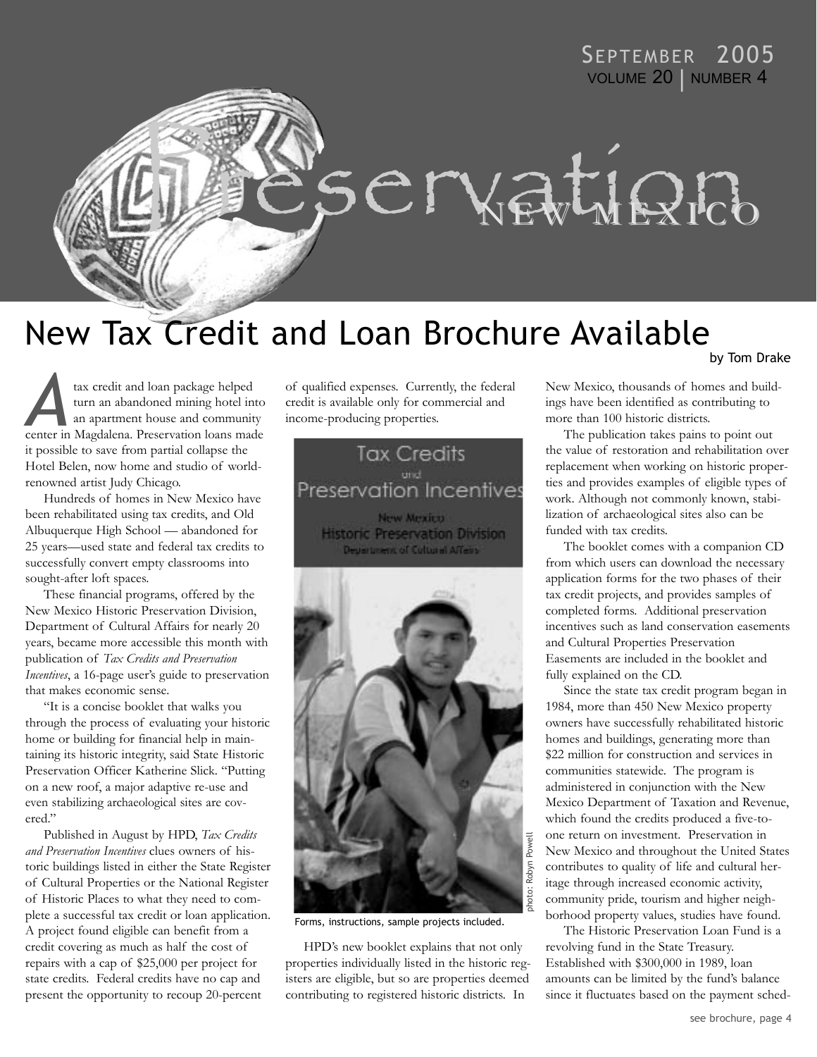# Preservation NEW MEXICO

SEPTEMBER 2005
VOLUME 20 | NUMBER 4

## New Tax Credit and Loan Brochure Available

by Tom Drake

A tax credit and loan package helped turn an abandoned mining hotel into an apartment house and community center in Magdalena. Preservation loans made it possible to save from partial collapse the Hotel Belen, now home and studio of world-renowned artist Judy Chicago.

Hundreds of homes in New Mexico have been rehabilitated using tax credits, and Old Albuquerque High School — abandoned for 25 years—used state and federal tax credits to successfully convert empty classrooms into sought-after loft spaces.

These financial programs, offered by the New Mexico Historic Preservation Division, Department of Cultural Affairs for nearly 20 years, became more accessible this month with publication of *Tax Credits and Preservation Incentives*, a 16-page user's guide to preservation that makes economic sense.

"It is a concise booklet that walks you through the process of evaluating your historic home or building for financial help in maintaining its historic integrity, said State Historic Preservation Officer Katherine Slick. "Putting on a new roof, a major adaptive re-use and even stabilizing archaeological sites are covered."

Published in August by HPD, *Tax Credits and Preservation Incentives* clues owners of historic buildings listed in either the State Register of Cultural Properties or the National Register of Historic Places to what they need to complete a successful tax credit or loan application. A project found eligible can benefit from a credit covering as much as half the cost of repairs with a cap of $25,000 per project for state credits. Federal credits have no cap and present the opportunity to recoup 20-percent of qualified expenses. Currently, the federal credit is available only for commercial and income-producing properties.

Forms, instructions, sample projects included.

photo: Robyn Powell

HPD's new booklet explains that not only properties individually listed in the historic registers are eligible, but so are properties deemed contributing to registered historic districts. In New Mexico, thousands of homes and buildings have been identified as contributing to more than 100 historic districts.

The publication takes pains to point out the value of restoration and rehabilitation over replacement when working on historic properties and provides examples of eligible types of work. Although not commonly known, stabilization of archaeological sites also can be funded with tax credits.

The booklet comes with a companion CD from which users can download the necessary application forms for the two phases of their tax credit projects, and provides samples of completed forms. Additional preservation incentives such as land conservation easements and Cultural Properties Preservation Easements are included in the booklet and fully explained on the CD.

Since the state tax credit program began in 1984, more than 450 New Mexico property owners have successfully rehabilitated historic homes and buildings, generating more than $22 million for construction and services in communities statewide. The program is administered in conjunction with the New Mexico Department of Taxation and Revenue, which found the credits produced a five-to-one return on investment. Preservation in New Mexico and throughout the United States contributes to quality of life and cultural heritage through increased economic activity, community pride, tourism and higher neighborhood property values, studies have found.

The Historic Preservation Loan Fund is a revolving fund in the State Treasury. Established with $300,000 in 1989, loan amounts can be limited by the fund's balance since it fluctuates based on the payment sched-

see brochure, page 4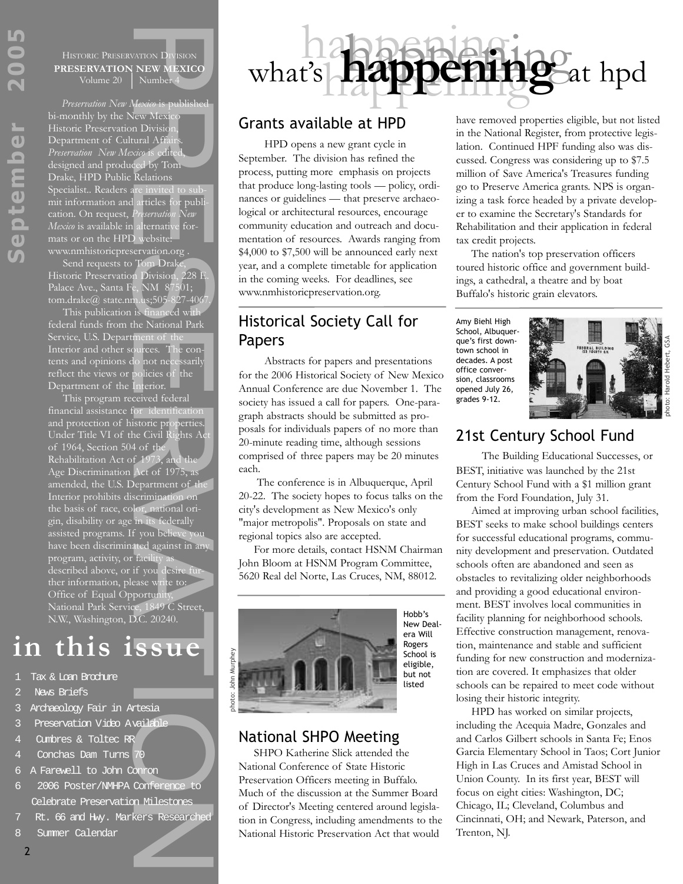HISTORIC PRESERVATION DIVISION
**PRESERVATION NEW MEXICO**
Volume 20 | Number 4

*Preservation New Mexico* is published bi-monthly by the New Mexico Historic Preservation Division, Department of Cultural Affairs. *Preservation New Mexico* is edited, designed and produced by Tom Drake, HPD Public Relations Specialist.. Readers are invited to submit information and articles for publication. On request, *Preservation New Mexico* is available in alternative formats or on the HPD website: www.nmhistoricpreservation.org .

Send requests to Tom Drake, Historic Preservation Division, 228 E. Palace Ave., Santa Fe, NM 87501; tom.drake@ state.nm.us;505-827-4067.

This publication is financed with federal funds from the National Park Service, U.S. Department of the Interior and other sources. The contents and opinions do not necessarily reflect the views or policies of the Department of the Interior.

This program received federal financial assistance for identification and protection of historic properties. Under Title VI of the Civil Rights Act of 1964, Section 504 of the Rehabilitation Act of 1973, and the Age Discrimination Act of 1975, as amended, the U.S. Department of the Interior prohibits discrimination on the basis of race, color, national origin, disability or age in its federally assisted programs. If you believe you have been discriminated against in any program, activity, or facility as described above, or if you desire further information, please write to: Office of Equal Opportunity, National Park Service, 1849 C Street, N.W., Washington, D.C. 20240.

## in this issue

1 Tax & Loan Brochure
2 News Briefs
3 Archaeology Fair in Artesia
3 Preservation Video Available
4 Cumbres & Toltec RR
4 Conchas Dam Turns 70
6 A Farewell to John Conron
6 2006 Poster/NMHPA Conference to Celebrate Preservation Milestones
7 Rt. 66 and Hwy. Markers Researched
8 Summer Calendar

# what's **happening** at hpd

## Grants available at HPD

HPD opens a new grant cycle in September. The division has refined the process, putting more emphasis on projects that produce long-lasting tools — policy, ordinances or guidelines — that preserve archaeological or architectural resources, encourage community education and outreach and documentation of resources. Awards ranging from $4,000 to $7,500 will be announced early next year, and a complete timetable for application in the coming weeks. For deadlines, see www.nmhistoricpreservation.org.

## Historical Society Call for Papers

Abstracts for papers and presentations for the 2006 Historical Society of New Mexico Annual Conference are due November 1. The society has issued a call for papers. One-paragraph abstracts should be submitted as proposals for individuals papers of no more than 20-minute reading time, although sessions comprised of three papers may be 20 minutes each.

The conference is in Albuquerque, April 20-22. The society hopes to focus talks on the city's development as New Mexico's only "major metropolis". Proposals on state and regional topics also are accepted.

For more details, contact HSNM Chairman John Bloom at HSNM Program Committee, 5620 Real del Norte, Las Cruces, NM, 88012.

Hobb's New Deal-era Will Rogers School is eligible, but not listed

photo: John Murphey

## National SHPO Meeting

SHPO Katherine Slick attended the National Conference of State Historic Preservation Officers meeting in Buffalo. Much of the discussion at the Summer Board of Director's Meeting centered around legislation in Congress, including amendments to the National Historic Preservation Act that would have removed properties eligible, but not listed in the National Register, from protective legislation. Continued HPF funding also was discussed. Congress was considering up to $7.5 million of Save America's Treasures funding go to Preserve America grants. NPS is organizing a task force headed by a private developer to examine the Secretary's Standards for Rehabilitation and their application in federal tax credit projects.

The nation's top preservation officers toured historic office and government buildings, a cathedral, a theatre and by boat Buffalo's historic grain elevators.

Amy Biehl High School, Albuquerque's first downtown school in decades. A post office conversion, classrooms opened July 26, grades 9-12.

photo: Harold Hebert, GSA

## 21st Century School Fund

The Building Educational Successes, or BEST, initiative was launched by the 21st Century School Fund with a $1 million grant from the Ford Foundation, July 31.

Aimed at improving urban school facilities, BEST seeks to make school buildings centers for successful educational programs, community development and preservation. Outdated schools often are abandoned and seen as obstacles to revitalizing older neighborhoods and providing a good educational environment. BEST involves local communities in facility planning for neighborhood schools. Effective construction management, renovation, maintenance and stable and sufficient funding for new construction and modernization are covered. It emphasizes that older schools can be repaired to meet code without losing their historic integrity.

HPD has worked on similar projects, including the Acequia Madre, Gonzales and and Carlos Gilbert schools in Santa Fe; Enos Garcia Elementary School in Taos; Cort Junior High in Las Cruces and Amistad School in Union County. In its first year, BEST will focus on eight cities: Washington, DC; Chicago, IL; Cleveland, Columbus and Cincinnati, OH; and Newark, Paterson, and Trenton, NJ.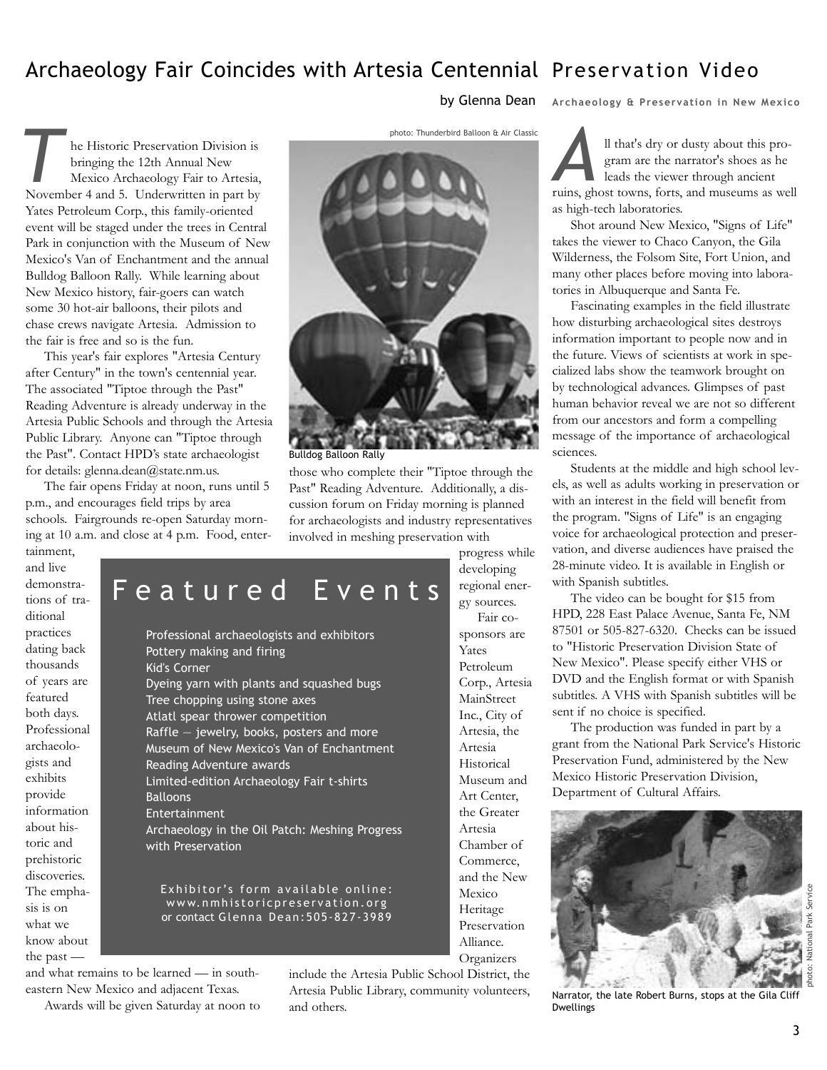# Archaeology Fair Coincides with Artesia Centennial

by Glenna Dean

The Historic Preservation Division is bringing the 12th Annual New Mexico Archaeology Fair to Artesia, November 4 and 5. Underwritten in part by Yates Petroleum Corp., this family-oriented event will be staged under the trees in Central Park in conjunction with the Museum of New Mexico's Van of Enchantment and the annual Bulldog Balloon Rally. While learning about New Mexico history, fair-goers can watch some 30 hot-air balloons, their pilots and chase crews navigate Artesia. Admission to the fair is free and so is the fun.

This year's fair explores "Artesia Century after Century" in the town's centennial year. The associated "Tiptoe through the Past" Reading Adventure is already underway in the Artesia Public Schools and through the Artesia Public Library. Anyone can "Tiptoe through the Past". Contact HPD's state archaeologist for details: glenna.dean@state.nm.us.

The fair opens Friday at noon, runs until 5 p.m., and encourages field trips by area schools. Fairgrounds re-open Saturday morning at 10 a.m. and close at 4 p.m. Food, entertainment, and live demonstrations of traditional practices dating back thousands of years are featured both days. Professional archaeologists and exhibits provide information about historic and prehistoric discoveries. The emphasis is on what we know about the past — and what remains to be learned — in southeastern New Mexico and adjacent Texas.

Awards will be given Saturday at noon to those who complete their "Tiptoe through the Past" Reading Adventure. Additionally, a discussion forum on Friday morning is planned for archaeologists and industry representatives involved in meshing preservation with progress while developing regional energy sources.

Fair co-sponsors are Yates Petroleum Corp., Artesia MainStreet Inc., City of Artesia, the Artesia Historical Museum and Art Center, the Greater Artesia Chamber of Commerce, and the New Mexico Heritage Preservation Alliance. Organizers include the Artesia Public School District, the Artesia Public Library, community volunteers, and others.

photo: Thunderbird Balloon & Air Classic

Bulldog Balloon Rally

## Featured Events

- Professional archaeologists and exhibitors
- Pottery making and firing
- Kid's Corner
- Dyeing yarn with plants and squashed bugs
- Tree chopping using stone axes
- Atlatl spear thrower competition
- Raffle — jewelry, books, posters and more
- Museum of New Mexico's Van of Enchantment
- Reading Adventure awards
- Limited-edition Archaeology Fair t-shirts
- Balloons
- Entertainment
- Archaeology in the Oil Patch: Meshing Progress with Preservation

Exhibitor's form available online: www.nmhistoricpreservation.org or contact Glenna Dean: 505-827-3989

# Preservation Video

**Archaeology & Preservation in New Mexico**

All that's dry or dusty about this program are the narrator's shoes as he leads the viewer through ancient ruins, ghost towns, forts, and museums as well as high-tech laboratories.

Shot around New Mexico, "Signs of Life" takes the viewer to Chaco Canyon, the Gila Wilderness, the Folsom Site, Fort Union, and many other places before moving into laboratories in Albuquerque and Santa Fe.

Fascinating examples in the field illustrate how disturbing archaeological sites destroys information important to people now and in the future. Views of scientists at work in specialized labs show the teamwork brought on by technological advances. Glimpses of past human behavior reveal we are not so different from our ancestors and form a compelling message of the importance of archaeological sciences.

Students at the middle and high school levels, as well as adults working in preservation or with an interest in the field will benefit from the program. "Signs of Life" is an engaging voice for archaeological protection and preservation, and diverse audiences have praised the 28-minute video. It is available in English or with Spanish subtitles.

The video can be bought for $15 from HPD, 228 East Palace Avenue, Santa Fe, NM 87501 or 505-827-6320. Checks can be issued to "Historic Preservation Division State of New Mexico". Please specify either VHS or DVD and the English format or with Spanish subtitles. A VHS with Spanish subtitles will be sent if no choice is specified.

The production was funded in part by a grant from the National Park Service's Historic Preservation Fund, administered by the New Mexico Historic Preservation Division, Department of Cultural Affairs.

photo: National Park Service

Narrator, the late Robert Burns, stops at the Gila Cliff Dwellings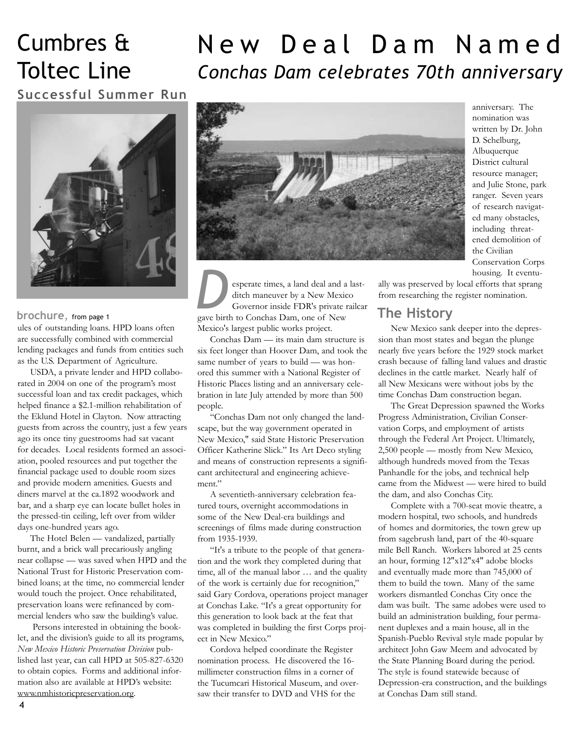# Cumbres & Toltec Line

### Successful Summer Run

**brochure,** from page 1

ules of outstanding loans. HPD loans often are successfully combined with commercial lending packages and funds from entities such as the U.S. Department of Agriculture.

USDA, a private lender and HPD collaborated in 2004 on one of the program's most successful loan and tax credit packages, which helped finance a $2.1-million rehabilitation of the Eklund Hotel in Clayton. Now attracting guests from across the country, just a few years ago its once tiny guestrooms had sat vacant for decades. Local residents formed an association, pooled resources and put together the financial package used to double room sizes and provide modern amenities. Guests and diners marvel at the ca.1892 woodwork and bar, and a sharp eye can locate bullet holes in the pressed-tin ceiling, left over from wilder days one-hundred years ago.

The Hotel Belen — vandalized, partially burnt, and a brick wall precariously angling near collapse — was saved when HPD and the National Trust for Historic Preservation combined loans; at the time, no commercial lender would touch the project. Once rehabilitated, preservation loans were refinanced by commercial lenders who saw the building's value.

Persons interested in obtaining the booklet, and the division's guide to all its programs, *New Mexico Historic Preservation Division* published last year, can call HPD at 505-827-6320 to obtain copies. Forms and additional information also are available at HPD's website: www.nmhistoricpreservation.org.

# New Deal Dam Named

## *Conchas Dam celebrates 70th anniversary*

Desperate times, a land deal and a last-ditch maneuver by a New Mexico Governor inside FDR's private railcar gave birth to Conchas Dam, one of New Mexico's largest public works project.

Conchas Dam — its main dam structure is six feet longer than Hoover Dam, and took the same number of years to build — was honored this summer with a National Register of Historic Places listing and an anniversary celebration in late July attended by more than 500 people.

"Conchas Dam not only changed the landscape, but the way government operated in New Mexico," said State Historic Preservation Officer Katherine Slick." Its Art Deco styling and means of construction represents a significant architectural and engineering achievement."

A seventieth-anniversary celebration featured tours, overnight accommodations in some of the New Deal-era buildings and screenings of films made during construction from 1935-1939.

"It's a tribute to the people of that generation and the work they completed during that time, all of the manual labor … and the quality of the work is certainly due for recognition," said Gary Cordova, operations project manager at Conchas Lake. "It's a great opportunity for this generation to look back at the feat that was completed in building the first Corps project in New Mexico."

Cordova helped coordinate the Register nomination process. He discovered the 16-millimeter construction films in a corner of the Tucumcari Historical Museum, and oversaw their transfer to DVD and VHS for the anniversary. The nomination was written by Dr. John D. Schelburg, Albuquerque District cultural resource manager; and Julie Stone, park ranger. Seven years of research navigated many obstacles, including threatened demolition of the Civilian Conservation Corps housing. It eventually was preserved by local efforts that sprang from researching the register nomination.

## The History

New Mexico sank deeper into the depression than most states and began the plunge nearly five years before the 1929 stock market crash because of falling land values and drastic declines in the cattle market. Nearly half of all New Mexicans were without jobs by the time Conchas Dam construction began.

The Great Depression spawned the Works Progress Administration, Civilian Conservation Corps, and employment of artists through the Federal Art Project. Ultimately, 2,500 people — mostly from New Mexico, although hundreds moved from the Texas Panhandle for the jobs, and technical help came from the Midwest — were hired to build the dam, and also Conchas City.

Complete with a 700-seat movie theatre, a modern hospital, two schools, and hundreds of homes and dormitories, the town grew up from sagebrush land, part of the 40-square mile Bell Ranch. Workers labored at 25 cents an hour, forming 12"x12"x4" adobe blocks and eventually made more than 745,000 of them to build the town. Many of the same workers dismantled Conchas City once the dam was built. The same adobes were used to build an administration building, four permanent duplexes and a main house, all in the Spanish-Pueblo Revival style made popular by architect John Gaw Meem and advocated by the State Planning Board during the period. The style is found statewide because of Depression-era construction, and the buildings at Conchas Dam still stand.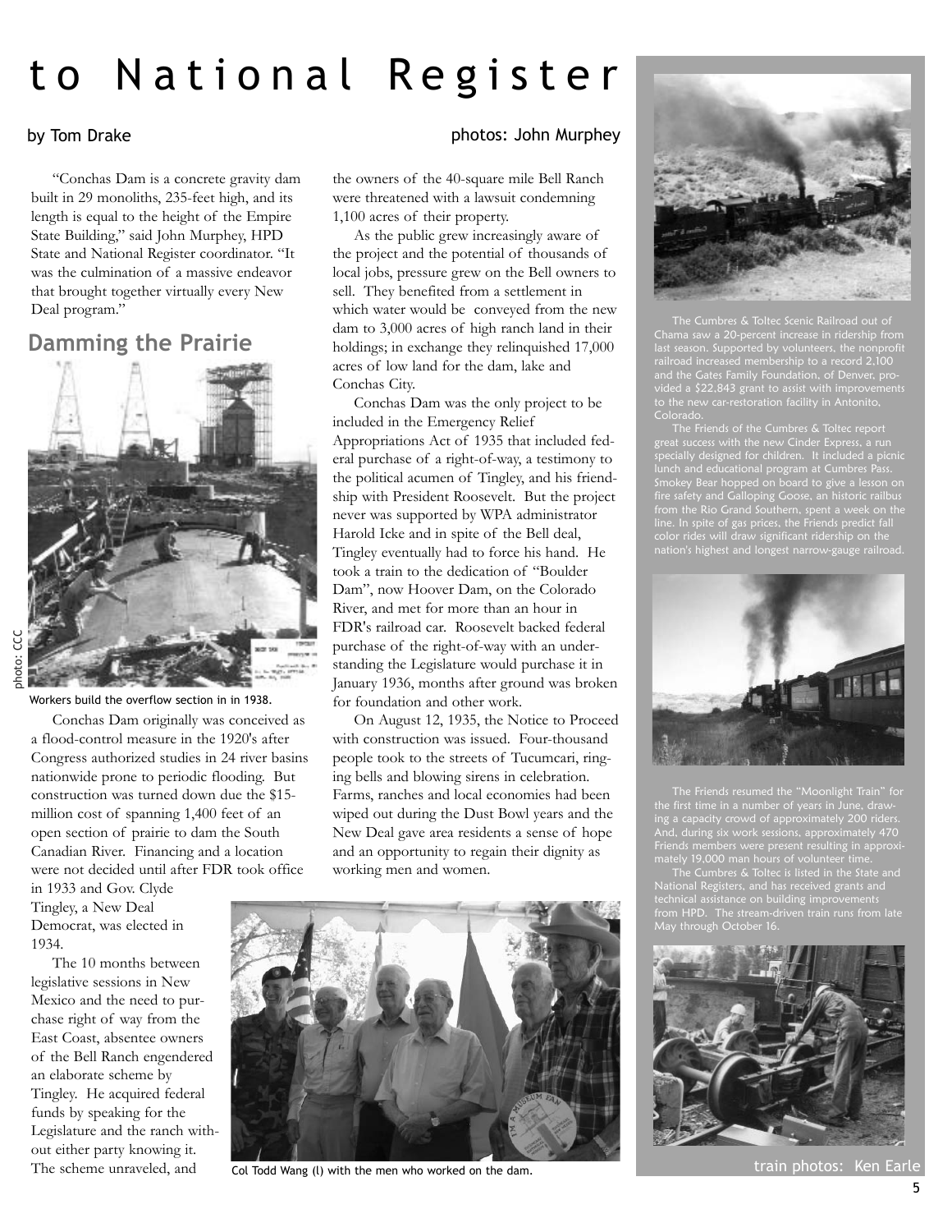// to National Register

by Tom Drake

photos: John Murphey

"Conchas Dam is a concrete gravity dam built in 29 monoliths, 235-feet high, and its length is equal to the height of the Empire State Building," said John Murphey, HPD State and National Register coordinator. "It was the culmination of a massive endeavor that brought together virtually every New Deal program."

## Damming the Prairie

photo: CCC

Workers build the overflow section in in 1938.

Conchas Dam originally was conceived as a flood-control measure in the 1920's after Congress authorized studies in 24 river basins nationwide prone to periodic flooding. But construction was turned down due the $15-million cost of spanning 1,400 feet of an open section of prairie to dam the South Canadian River. Financing and a location were not decided until after FDR took office in 1933 and Gov. Clyde Tingley, a New Deal Democrat, was elected in 1934.

The 10 months between legislative sessions in New Mexico and the need to purchase right of way from the East Coast, absentee owners of the Bell Ranch engendered an elaborate scheme by Tingley. He acquired federal funds by speaking for the Legislature and the ranch without either party knowing it. The scheme unraveled, and the owners of the 40-square mile Bell Ranch were threatened with a lawsuit condemning 1,100 acres of their property.

As the public grew increasingly aware of the project and the potential of thousands of local jobs, pressure grew on the Bell owners to sell. They benefited from a settlement in which water would be conveyed from the new dam to 3,000 acres of high ranch land in their holdings; in exchange they relinquished 17,000 acres of low land for the dam, lake and Conchas City.

Conchas Dam was the only project to be included in the Emergency Relief Appropriations Act of 1935 that included federal purchase of a right-of-way, a testimony to the political acumen of Tingley, and his friendship with President Roosevelt. But the project never was supported by WPA administrator Harold Icke and in spite of the Bell deal, Tingley eventually had to force his hand. He took a train to the dedication of "Boulder Dam", now Hoover Dam, on the Colorado River, and met for more than an hour in FDR's railroad car. Roosevelt backed federal purchase of the right-of-way with an understanding the Legislature would purchase it in January 1936, months after ground was broken for foundation and other work.

On August 12, 1935, the Notice to Proceed with construction was issued. Four-thousand people took to the streets of Tucumcari, ringing bells and blowing sirens in celebration. Farms, ranches and local economies had been wiped out during the Dust Bowl years and the New Deal gave area residents a sense of hope and an opportunity to regain their dignity as working men and women.

Col Todd Wang (l) with the men who worked on the dam.

The Cumbres & Toltec Scenic Railroad out of Chama saw a 20-percent increase in ridership from last season. Supported by volunteers, the nonprofit railroad increased membership to a record 2,100 and the Gates Family Foundation, of Denver, provided a $22,843 grant to assist with improvements to the new car-restoration facility in Antonito, Colorado.

The Friends of the Cumbres & Toltec report great success with the new Cinder Express, a run specially designed for children. It included a picnic lunch and educational program at Cumbres Pass. Smokey Bear hopped on board to give a lesson on fire safety and Galloping Goose, an historic railbus from the Rio Grand Southern, spent a week on the line. In spite of gas prices, the Friends predict fall color rides will draw significant ridership on the nation's highest and longest narrow-gauge railroad.

The Friends resumed the "Moonlight Train" for the first time in a number of years in June, drawing a capacity crowd of approximately 200 riders. And, during six work sessions, approximately 470 Friends members were present resulting in approximately 19,000 man hours of volunteer time.

The Cumbres & Toltec is listed in the State and National Registers, and has received grants and technical assistance on building improvements from HPD. The stream-driven train runs from late May through October 16.

train photos: Ken Earle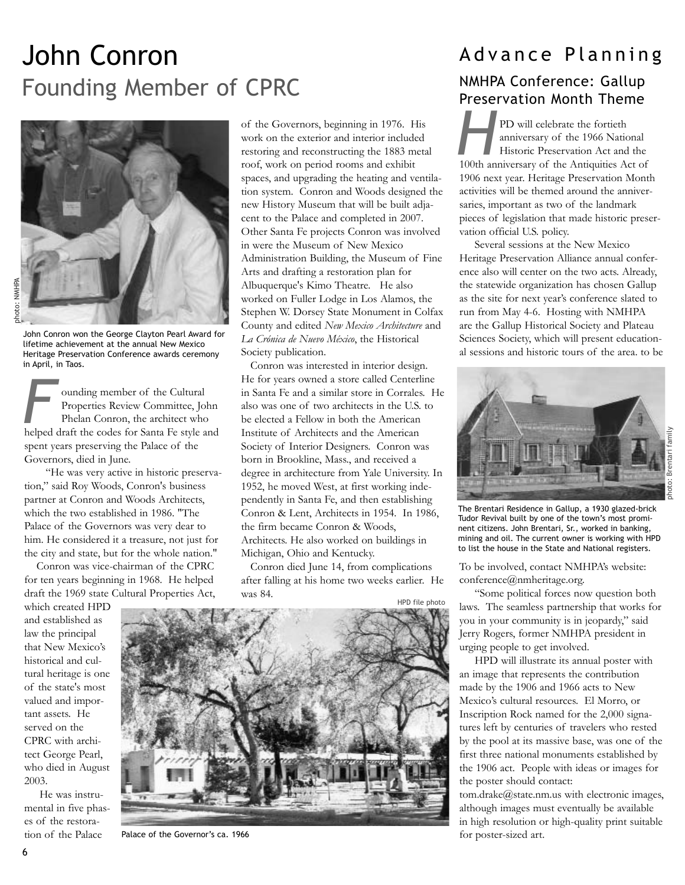# John Conron

## Founding Member of CPRC

photo: NMHPA

John Conron won the George Clayton Pearl Award for lifetime achievement at the annual New Mexico Heritage Preservation Conference awards ceremony in April, in Taos.

Founding member of the Cultural Properties Review Committee, John Phelan Conron, the architect who helped draft the codes for Santa Fe style and spent years preserving the Palace of the Governors, died in June.

"He was very active in historic preservation," said Roy Woods, Conron's business partner at Conron and Woods Architects, which the two established in 1986. "The Palace of the Governors was very dear to him. He considered it a treasure, not just for the city and state, but for the whole nation."

Conron was vice-chairman of the CPRC for ten years beginning in 1968. He helped draft the 1969 state Cultural Properties Act, which created HPD and established as law the principal that New Mexico's historical and cultural heritage is one of the state's most valued and important assets. He served on the CPRC with architect George Pearl, who died in August 2003.

He was instrumental in five phases of the restoration of the Palace of the Governors, beginning in 1976. His work on the exterior and interior included restoring and reconstructing the 1883 metal roof, work on period rooms and exhibit spaces, and upgrading the heating and ventilation system. Conron and Woods designed the new History Museum that will be built adjacent to the Palace and completed in 2007. Other Santa Fe projects Conron was involved in were the Museum of New Mexico Administration Building, the Museum of Fine Arts and drafting a restoration plan for Albuquerque's Kimo Theatre. He also worked on Fuller Lodge in Los Alamos, the Stephen W. Dorsey State Monument in Colfax County and edited *New Mexico Architecture* and *La Crónica de Nuevo México*, the Historical Society publication.

Conron was interested in interior design. He for years owned a store called Centerline in Santa Fe and a similar store in Corrales. He also was one of two architects in the U.S. to be elected a Fellow in both the American Institute of Architects and the American Society of Interior Designers. Conron was born in Brookline, Mass., and received a degree in architecture from Yale University. In 1952, he moved West, at first working independently in Santa Fe, and then establishing Conron & Lent, Architects in 1954. In 1986, the firm became Conron & Woods, Architects. He also worked on buildings in Michigan, Ohio and Kentucky.

Conron died June 14, from complications after falling at his home two weeks earlier. He was 84.

HPD file photo

Palace of the Governor's ca. 1966

# Advance Planning

## NMHPA Conference: Gallup Preservation Month Theme

HPD will celebrate the fortieth anniversary of the 1966 National Historic Preservation Act and the 100th anniversary of the Antiquities Act of 1906 next year. Heritage Preservation Month activities will be themed around the anniversaries, important as two of the landmark pieces of legislation that made historic preservation official U.S. policy.

Several sessions at the New Mexico Heritage Preservation Alliance annual conference also will center on the two acts. Already, the statewide organization has chosen Gallup as the site for next year's conference slated to run from May 4-6. Hosting with NMHPA are the Gallup Historical Society and Plateau Sciences Society, which will present educational sessions and historic tours of the area. to be

photo: Brentari family

The Brentari Residence in Gallup, a 1930 glazed-brick Tudor Revival built by one of the town's most prominent citizens. John Brentari, Sr., worked in banking, mining and oil. The current owner is working with HPD to list the house in the State and National registers.

To be involved, contact NMHPA's website: conference@nmheritage.org.

"Some political forces now question both laws. The seamless partnership that works for you in your community is in jeopardy," said Jerry Rogers, former NMHPA president in urging people to get involved.

HPD will illustrate its annual poster with an image that represents the contribution made by the 1906 and 1966 acts to New Mexico's cultural resources. El Morro, or Inscription Rock named for the 2,000 signatures left by centuries of travelers who rested by the pool at its massive base, was one of the first three national monuments established by the 1906 act. People with ideas or images for the poster should contact: tom.drake@state.nm.us with electronic images, although images must eventually be available in high resolution or high-quality print suitable for poster-sized art.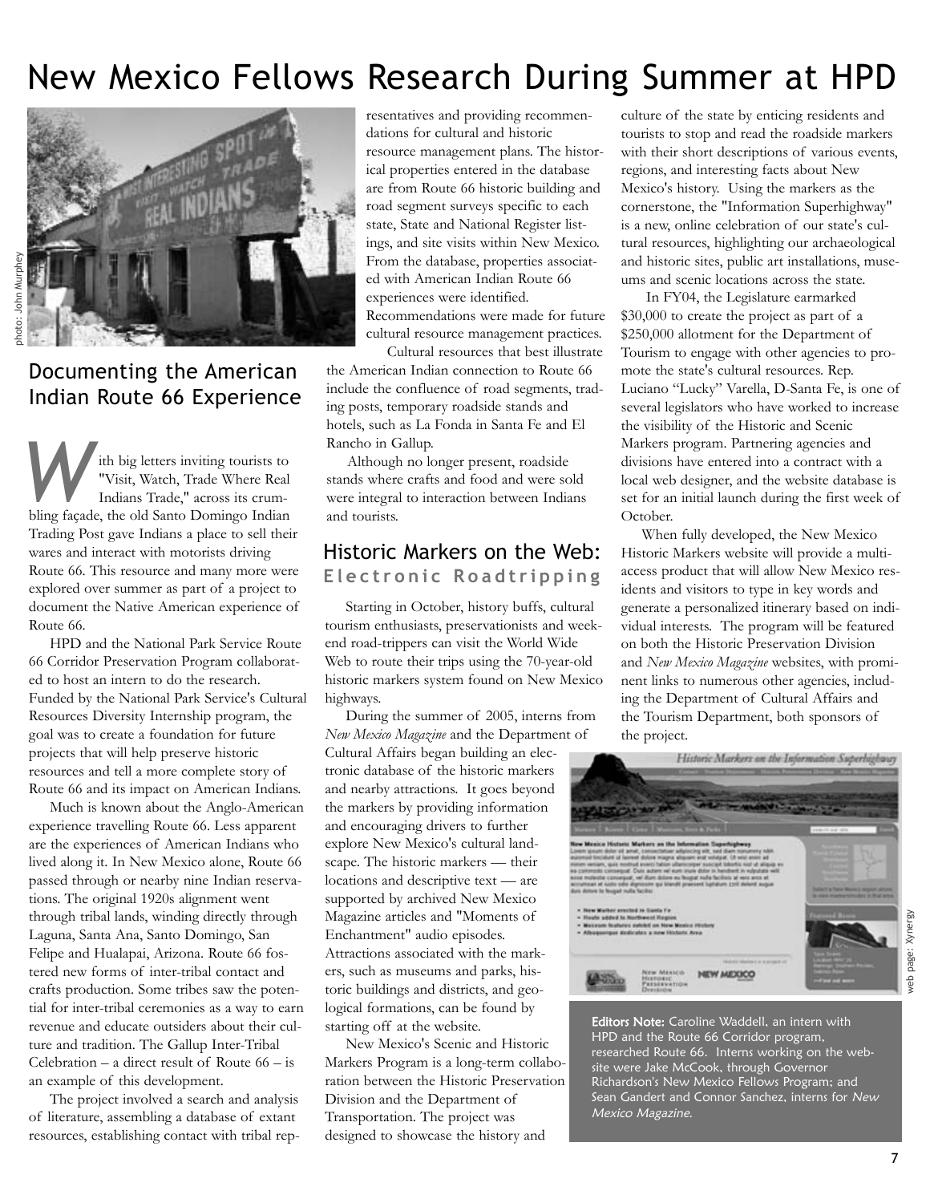# New Mexico Fellows Research During Summer at HPD

photo: John Murphey

## Documenting the American Indian Route 66 Experience

With big letters inviting tourists to "Visit, Watch, Trade Where Real Indians Trade," across its crumbling façade, the old Santo Domingo Indian Trading Post gave Indians a place to sell their wares and interact with motorists driving Route 66. This resource and many more were explored over summer as part of a project to document the Native American experience of Route 66.

HPD and the National Park Service Route 66 Corridor Preservation Program collaborated to host an intern to do the research. Funded by the National Park Service's Cultural Resources Diversity Internship program, the goal was to create a foundation for future projects that will help preserve historic resources and tell a more complete story of Route 66 and its impact on American Indians.

Much is known about the Anglo-American experience travelling Route 66. Less apparent are the experiences of American Indians who lived along it. In New Mexico alone, Route 66 passed through or nearby nine Indian reservations. The original 1920s alignment went through tribal lands, winding directly through Laguna, Santa Ana, Santo Domingo, San Felipe and Hualapai, Arizona. Route 66 fostered new forms of inter-tribal contact and crafts production. Some tribes saw the potential for inter-tribal ceremonies as a way to earn revenue and educate outsiders about their culture and tradition. The Gallup Inter-Tribal Celebration – a direct result of Route 66 – is an example of this development.

The project involved a search and analysis of literature, assembling a database of extant resources, establishing contact with tribal representatives and providing recommendations for cultural and historic resource management plans. The historical properties entered in the database are from Route 66 historic building and road segment surveys specific to each state, State and National Register listings, and site visits within New Mexico. From the database, properties associated with American Indian Route 66 experiences were identified. Recommendations were made for future cultural resource management practices.

Cultural resources that best illustrate the American Indian connection to Route 66 include the confluence of road segments, trading posts, temporary roadside stands and hotels, such as La Fonda in Santa Fe and El Rancho in Gallup.

Although no longer present, roadside stands where crafts and food and were sold were integral to interaction between Indians and tourists.

## Historic Markers on the Web: Electronic Roadtripping

Starting in October, history buffs, cultural tourism enthusiasts, preservationists and weekend road-trippers can visit the World Wide Web to route their trips using the 70-year-old historic markers system found on New Mexico highways.

During the summer of 2005, interns from *New Mexico Magazine* and the Department of Cultural Affairs began building an electronic database of the historic markers and nearby attractions. It goes beyond the markers by providing information and encouraging drivers to further explore New Mexico's cultural landscape. The historic markers — their locations and descriptive text — are supported by archived New Mexico Magazine articles and "Moments of Enchantment" audio episodes. Attractions associated with the markers, such as museums and parks, historic buildings and districts, and geological formations, can be found by starting off at the website.

New Mexico's Scenic and Historic Markers Program is a long-term collaboration between the Historic Preservation Division and the Department of Transportation. The project was designed to showcase the history and culture of the state by enticing residents and tourists to stop and read the roadside markers with their short descriptions of various events, regions, and interesting facts about New Mexico's history. Using the markers as the cornerstone, the "Information Superhighway" is a new, online celebration of our state's cultural resources, highlighting our archaeological and historic sites, public art installations, museums and scenic locations across the state.

In FY04, the Legislature earmarked $30,000 to create the project as part of a $250,000 allotment for the Department of Tourism to engage with other agencies to promote the state's cultural resources. Rep. Luciano "Lucky" Varella, D-Santa Fe, is one of several legislators who have worked to increase the visibility of the Historic and Scenic Markers program. Partnering agencies and divisions have entered into a contract with a local web designer, and the website database is set for an initial launch during the first week of October.

When fully developed, the New Mexico Historic Markers website will provide a multi-access product that will allow New Mexico residents and visitors to type in key words and generate a personalized itinerary based on individual interests. The program will be featured on both the Historic Preservation Division and *New Mexico Magazine* websites, with prominent links to numerous other agencies, including the Department of Cultural Affairs and the Tourism Department, both sponsors of the project.

web page: Xynergy

**Editors Note:** Caroline Waddell, an intern with HPD and the Route 66 Corridor program, researched Route 66. Interns working on the website were Jake McCook, through Governor Richardson's New Mexico Fellows Program; and Sean Gandert and Connor Sanchez, interns for *New Mexico Magazine*.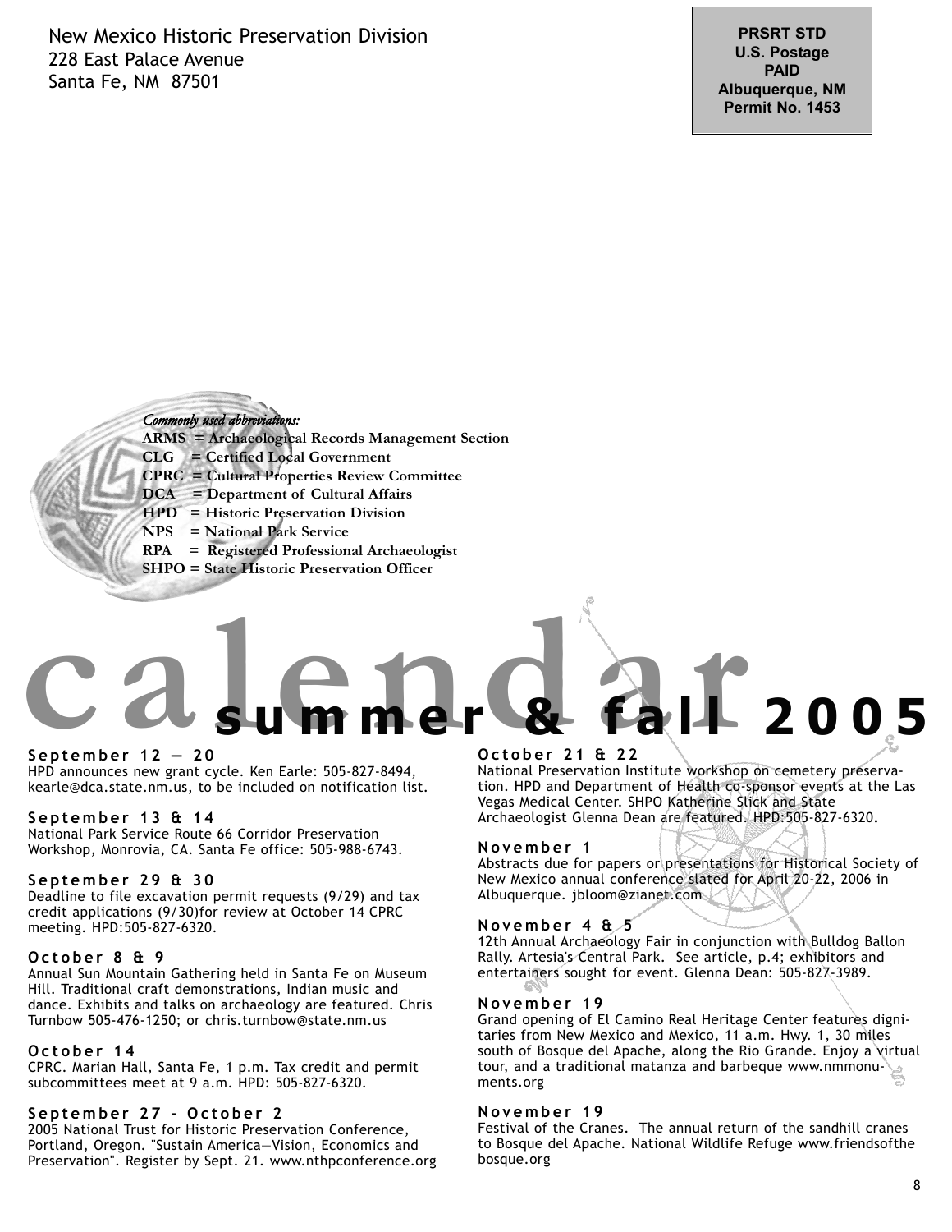New Mexico Historic Preservation Division
228 East Palace Avenue
Santa Fe, NM 87501

**PRSRT STD**
**U.S. Postage**
**PAID**
**Albuquerque, NM**
**Permit No. 1453**

*Commonly used abbreviations:*

**ARMS = Archaeological Records Management Section**
**CLG = Certified Local Government**
**CPRC = Cultural Properties Review Committee**
**DCA = Department of Cultural Affairs**
**HPD = Historic Preservation Division**
**NPS = National Park Service**
**RPA = Registered Professional Archaeologist**
**SHPO = State Historic Preservation Officer**

# calendar summer & fall 2005

### September 12 — 20
HPD announces new grant cycle. Ken Earle: 505-827-8494, kearle@dca.state.nm.us, to be included on notification list.

### September 13 & 14
National Park Service Route 66 Corridor Preservation Workshop, Monrovia, CA. Santa Fe office: 505-988-6743.

### September 29 & 30
Deadline to file excavation permit requests (9/29) and tax credit applications (9/30)for review at October 14 CPRC meeting. HPD:505-827-6320.

### October 8 & 9
Annual Sun Mountain Gathering held in Santa Fe on Museum Hill. Traditional craft demonstrations, Indian music and dance. Exhibits and talks on archaeology are featured. Chris Turnbow 505-476-1250; or chris.turnbow@state.nm.us

### October 14
CPRC. Marian Hall, Santa Fe, 1 p.m. Tax credit and permit subcommittees meet at 9 a.m. HPD: 505-827-6320.

### September 27 - October 2
2005 National Trust for Historic Preservation Conference, Portland, Oregon. "Sustain America—Vision, Economics and Preservation". Register by Sept. 21. www.nthpconference.org

### October 21 & 22
National Preservation Institute workshop on cemetery preservation. HPD and Department of Health co-sponsor events at the Las Vegas Medical Center. SHPO Katherine Slick and State Archaeologist Glenna Dean are featured. HPD:505-827-6320.

### November 1
Abstracts due for papers or presentations for Historical Society of New Mexico annual conference slated for April 20-22, 2006 in Albuquerque. jbloom@zianet.com

### November 4 & 5
12th Annual Archaeology Fair in conjunction with Bulldog Ballon Rally. Artesia's Central Park. See article, p.4; exhibitors and entertainers sought for event. Glenna Dean: 505-827-3989.

### November 19
Grand opening of El Camino Real Heritage Center features dignitaries from New Mexico and Mexico, 11 a.m. Hwy. 1, 30 miles south of Bosque del Apache, along the Rio Grande. Enjoy a virtual tour, and a traditional matanza and barbeque www.nmmonuments.org

### November 19
Festival of the Cranes. The annual return of the sandhill cranes to Bosque del Apache. National Wildlife Refuge www.friendsofthebosque.org